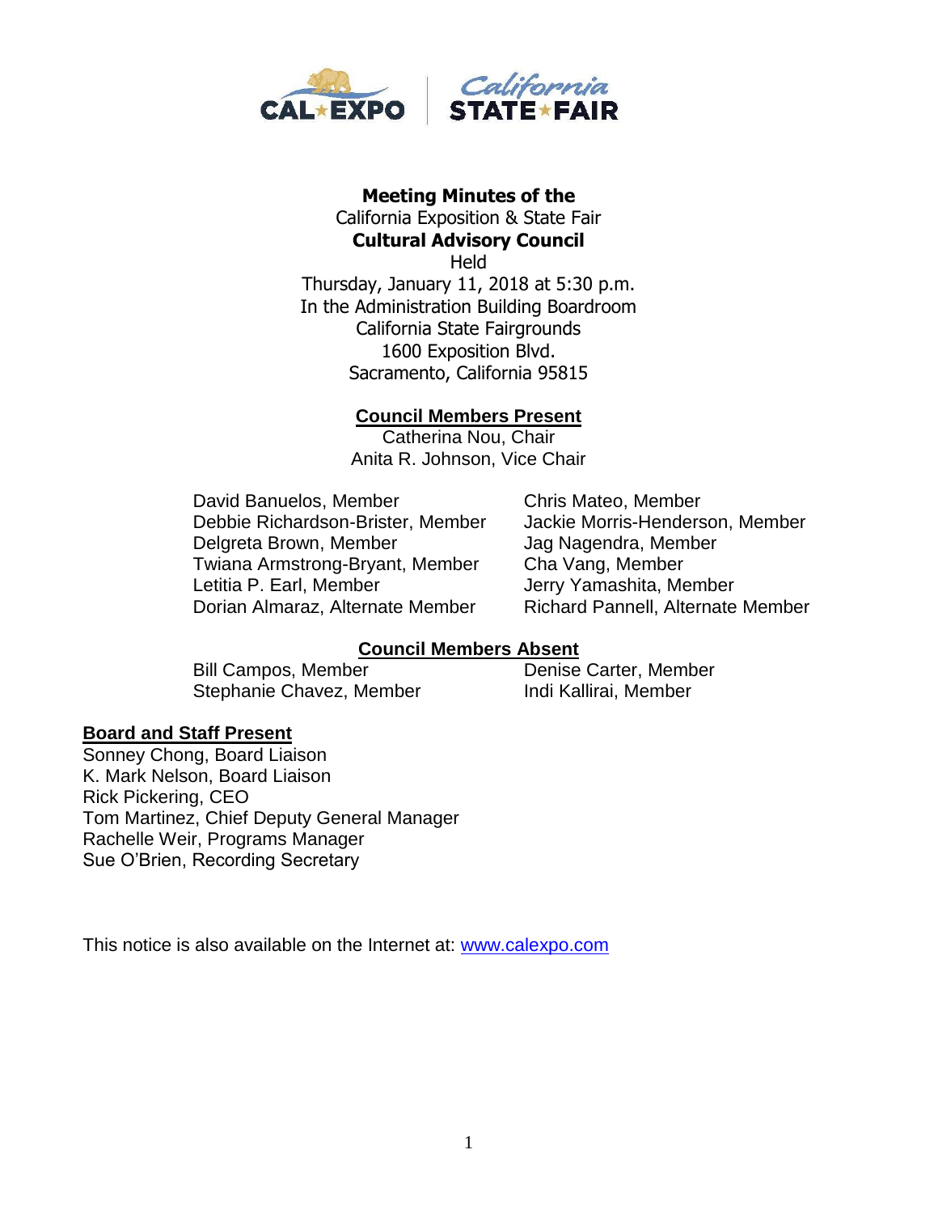**Meeting Minutes of the**
California Exposition & State Fair
**Cultural Advisory Council**
Held
Thursday, January 11, 2018 at 5:30 p.m.
In the Administration Building Boardroom
California State Fairgrounds
1600 Exposition Blvd.
Sacramento, California 95815

## Council Members Present

Catherina Nou, Chair
Anita R. Johnson, Vice Chair

David Banuelos, Member
Debbie Richardson-Brister, Member
Delgreta Brown, Member
Twiana Armstrong-Bryant, Member
Letitia P. Earl, Member
Dorian Almaraz, Alternate Member
Chris Mateo, Member
Jackie Morris-Henderson, Member
Jag Nagendra, Member
Cha Vang, Member
Jerry Yamashita, Member
Richard Pannell, Alternate Member

## Council Members Absent

Bill Campos, Member
Stephanie Chavez, Member
Denise Carter, Member
Indi Kallirai, Member

## Board and Staff Present

Sonney Chong, Board Liaison
K. Mark Nelson, Board Liaison
Rick Pickering, CEO
Tom Martinez, Chief Deputy General Manager
Rachelle Weir, Programs Manager
Sue O'Brien, Recording Secretary

This notice is also available on the Internet at: www.calexpo.com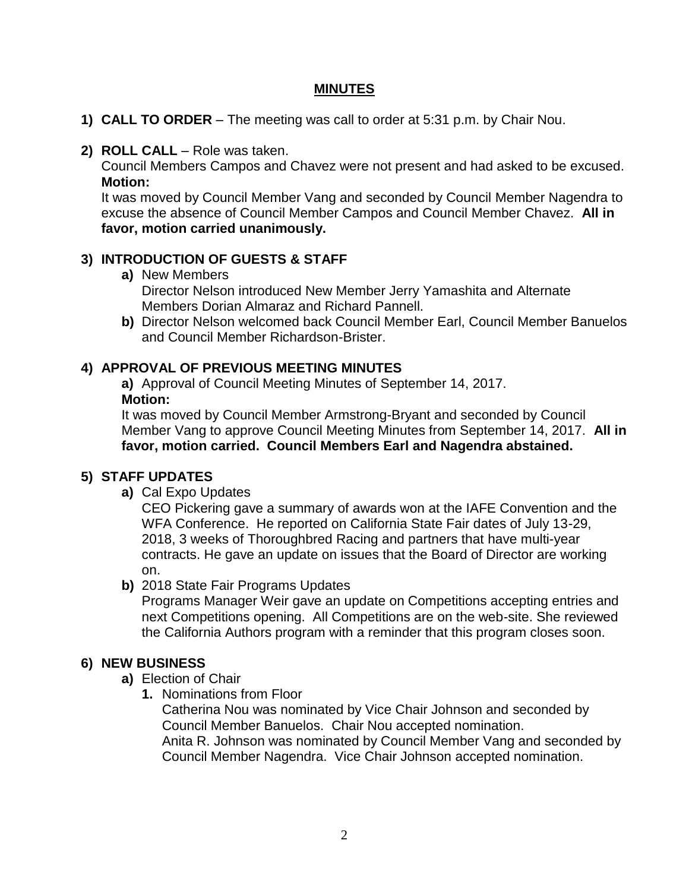## MINUTES

1) **CALL TO ORDER** – The meeting was call to order at 5:31 p.m. by Chair Nou.

2) **ROLL CALL** – Role was taken.
   Council Members Campos and Chavez were not present and had asked to be excused.
   **Motion:**
   It was moved by Council Member Vang and seconded by Council Member Nagendra to excuse the absence of Council Member Campos and Council Member Chavez. **All in favor, motion carried unanimously.**

3) **INTRODUCTION OF GUESTS & STAFF**
   **a)** New Members
   Director Nelson introduced New Member Jerry Yamashita and Alternate Members Dorian Almaraz and Richard Pannell.
   **b)** Director Nelson welcomed back Council Member Earl, Council Member Banuelos and Council Member Richardson-Brister.

4) **APPROVAL OF PREVIOUS MEETING MINUTES**
   **a)** Approval of Council Meeting Minutes of September 14, 2017.
   **Motion:**
   It was moved by Council Member Armstrong-Bryant and seconded by Council Member Vang to approve Council Meeting Minutes from September 14, 2017. **All in favor, motion carried. Council Members Earl and Nagendra abstained.**

5) **STAFF UPDATES**
   **a)** Cal Expo Updates
   CEO Pickering gave a summary of awards won at the IAFE Convention and the WFA Conference. He reported on California State Fair dates of July 13-29, 2018, 3 weeks of Thoroughbred Racing and partners that have multi-year contracts. He gave an update on issues that the Board of Director are working on.
   **b)** 2018 State Fair Programs Updates
   Programs Manager Weir gave an update on Competitions accepting entries and next Competitions opening. All Competitions are on the web-site. She reviewed the California Authors program with a reminder that this program closes soon.

6) **NEW BUSINESS**
   **a)** Election of Chair
   **1.** Nominations from Floor
   Catherina Nou was nominated by Vice Chair Johnson and seconded by Council Member Banuelos. Chair Nou accepted nomination.
   Anita R. Johnson was nominated by Council Member Vang and seconded by Council Member Nagendra. Vice Chair Johnson accepted nomination.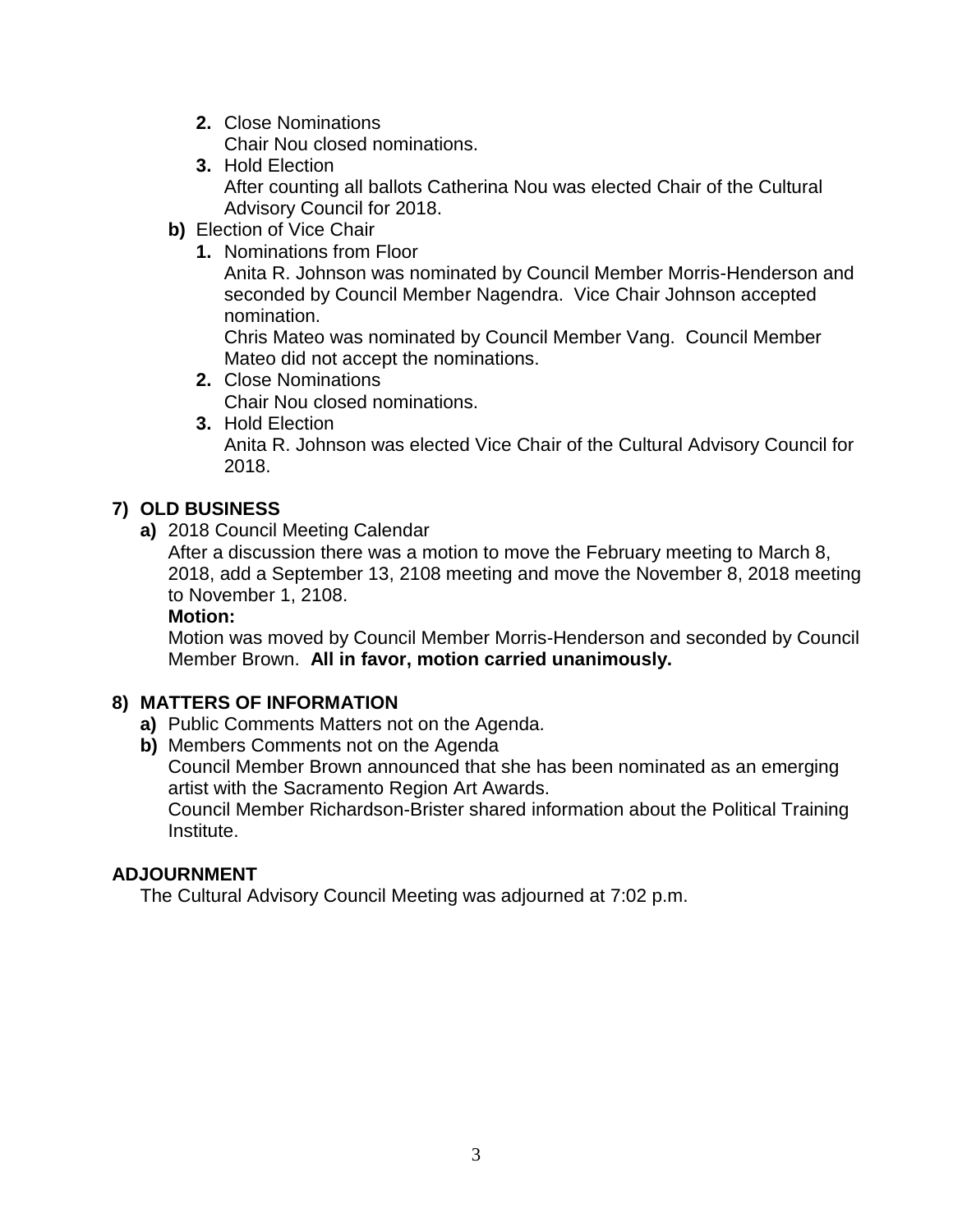2. **2.** Close Nominations
   Chair Nou closed nominations.
3. **3.** Hold Election
   After counting all ballots Catherina Nou was elected Chair of the Cultural Advisory Council for 2018.

**b)** Election of Vice Chair

1. **1.** Nominations from Floor
   Anita R. Johnson was nominated by Council Member Morris-Henderson and seconded by Council Member Nagendra. Vice Chair Johnson accepted nomination.
   Chris Mateo was nominated by Council Member Vang. Council Member Mateo did not accept the nominations.
2. **2.** Close Nominations
   Chair Nou closed nominations.
3. **3.** Hold Election
   Anita R. Johnson was elected Vice Chair of the Cultural Advisory Council for 2018.

## 7) OLD BUSINESS

**a)** 2018 Council Meeting Calendar
After a discussion there was a motion to move the February meeting to March 8, 2018, add a September 13, 2108 meeting and move the November 8, 2018 meeting to November 1, 2108.
**Motion:**
Motion was moved by Council Member Morris-Henderson and seconded by Council Member Brown. **All in favor, motion carried unanimously.**

## 8) MATTERS OF INFORMATION

**a)** Public Comments Matters not on the Agenda.

**b)** Members Comments not on the Agenda
Council Member Brown announced that she has been nominated as an emerging artist with the Sacramento Region Art Awards.
Council Member Richardson-Brister shared information about the Political Training Institute.

## ADJOURNMENT

The Cultural Advisory Council Meeting was adjourned at 7:02 p.m.